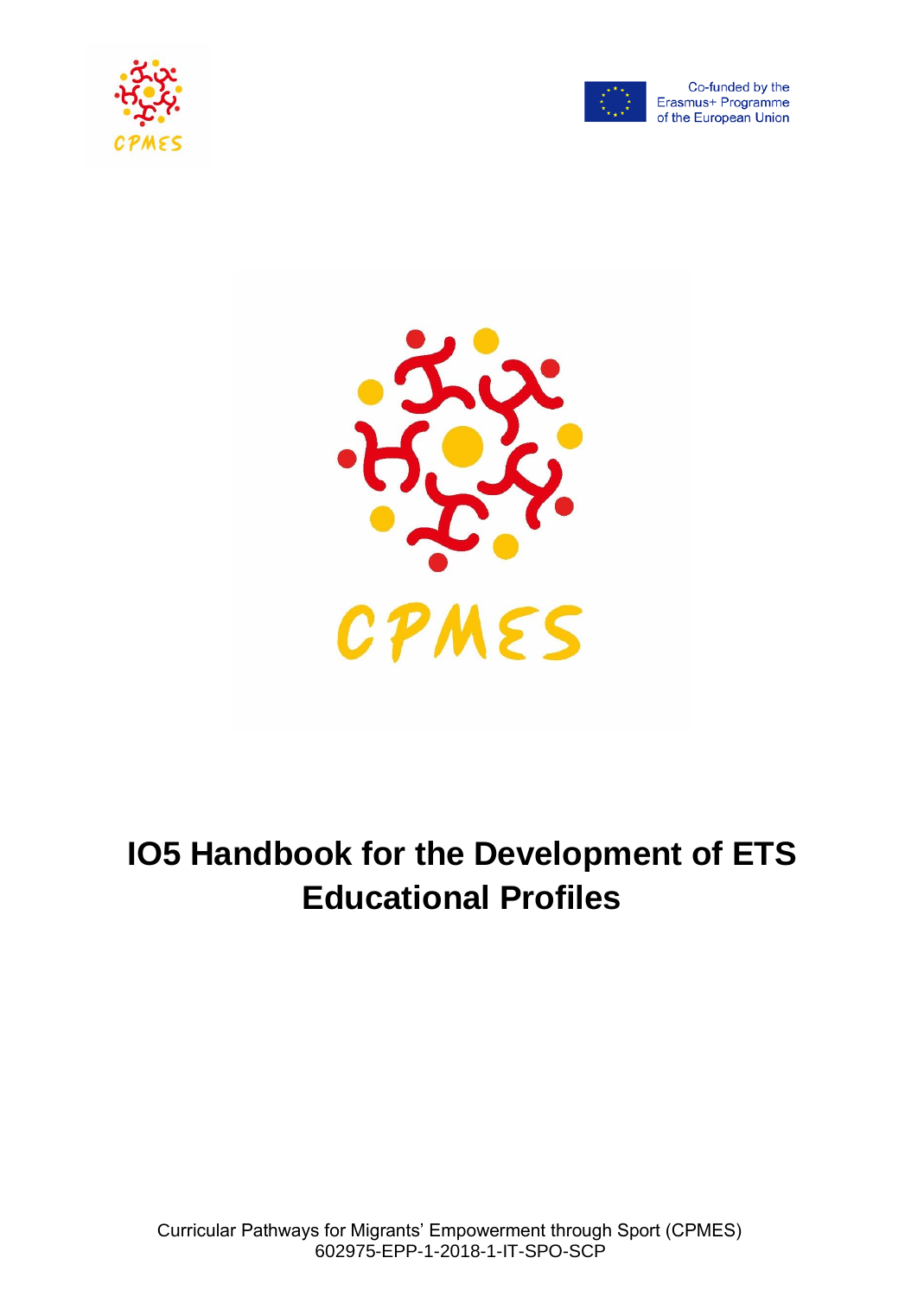Co-funded by the Erasmus+ Programme of the European Union

CPMES

# IO5 Handbook for the Development of ETS Educational Profiles

Curricular Pathways for Migrants' Empowerment through Sport (CPMES)
602975-EPP-1-2018-1-IT-SPO-SCP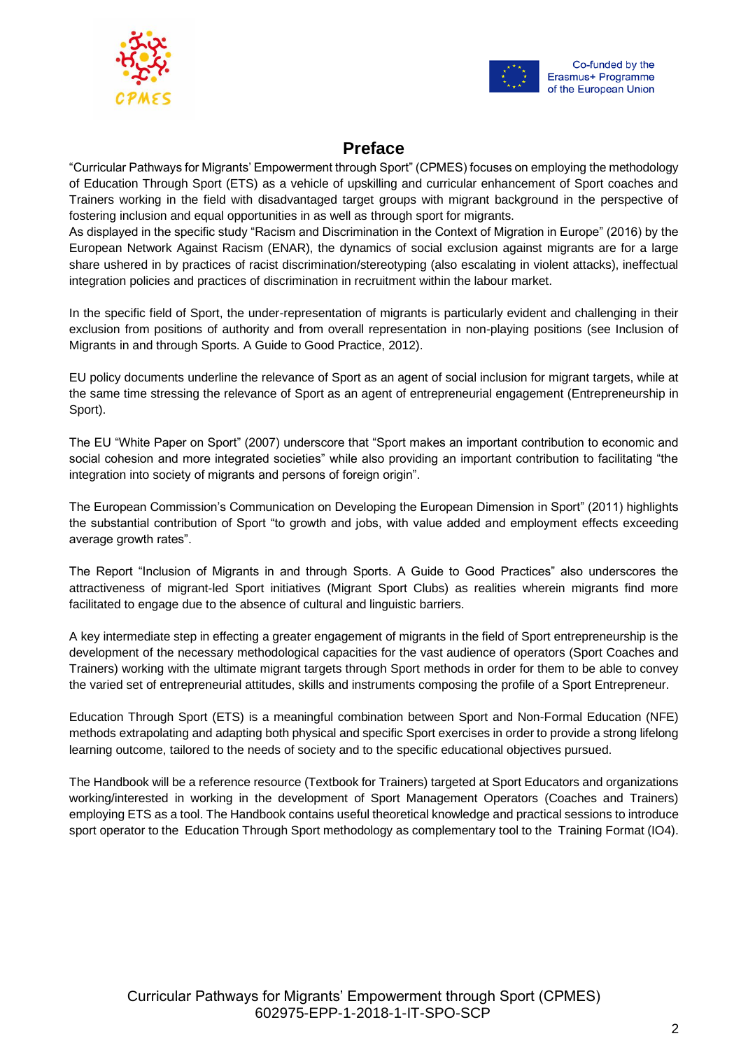# Preface

"Curricular Pathways for Migrants' Empowerment through Sport" (CPMES) focuses on employing the methodology of Education Through Sport (ETS) as a vehicle of upskilling and curricular enhancement of Sport coaches and Trainers working in the field with disadvantaged target groups with migrant background in the perspective of fostering inclusion and equal opportunities in as well as through sport for migrants.
As displayed in the specific study "Racism and Discrimination in the Context of Migration in Europe" (2016) by the European Network Against Racism (ENAR), the dynamics of social exclusion against migrants are for a large share ushered in by practices of racist discrimination/stereotyping (also escalating in violent attacks), ineffectual integration policies and practices of discrimination in recruitment within the labour market.

In the specific field of Sport, the under-representation of migrants is particularly evident and challenging in their exclusion from positions of authority and from overall representation in non-playing positions (see Inclusion of Migrants in and through Sports. A Guide to Good Practice, 2012).

EU policy documents underline the relevance of Sport as an agent of social inclusion for migrant targets, while at the same time stressing the relevance of Sport as an agent of entrepreneurial engagement (Entrepreneurship in Sport).

The EU "White Paper on Sport" (2007) underscore that "Sport makes an important contribution to economic and social cohesion and more integrated societies" while also providing an important contribution to facilitating "the integration into society of migrants and persons of foreign origin".

The European Commission's Communication on Developing the European Dimension in Sport" (2011) highlights the substantial contribution of Sport "to growth and jobs, with value added and employment effects exceeding average growth rates".

The Report "Inclusion of Migrants in and through Sports. A Guide to Good Practices" also underscores the attractiveness of migrant-led Sport initiatives (Migrant Sport Clubs) as realities wherein migrants find more facilitated to engage due to the absence of cultural and linguistic barriers.

A key intermediate step in effecting a greater engagement of migrants in the field of Sport entrepreneurship is the development of the necessary methodological capacities for the vast audience of operators (Sport Coaches and Trainers) working with the ultimate migrant targets through Sport methods in order for them to be able to convey the varied set of entrepreneurial attitudes, skills and instruments composing the profile of a Sport Entrepreneur.

Education Through Sport (ETS) is a meaningful combination between Sport and Non-Formal Education (NFE) methods extrapolating and adapting both physical and specific Sport exercises in order to provide a strong lifelong learning outcome, tailored to the needs of society and to the specific educational objectives pursued.

The Handbook will be a reference resource (Textbook for Trainers) targeted at Sport Educators and organizations working/interested in working in the development of Sport Management Operators (Coaches and Trainers) employing ETS as a tool. The Handbook contains useful theoretical knowledge and practical sessions to introduce sport operator to the Education Through Sport methodology as complementary tool to the Training Format (IO4).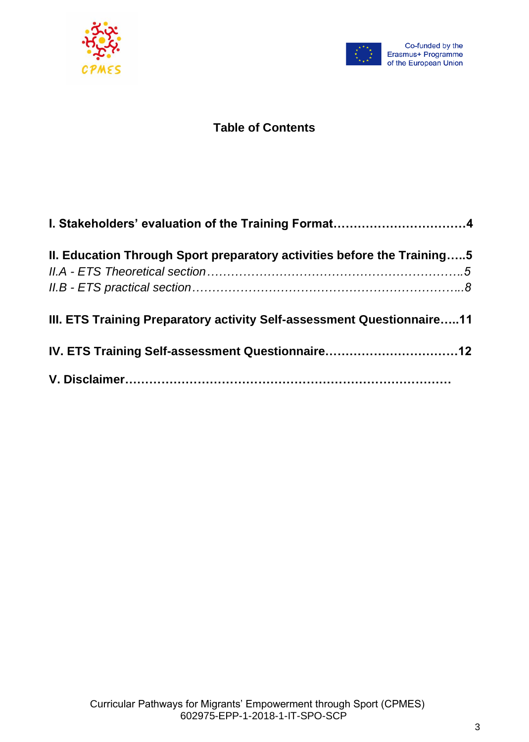# Table of Contents

**I. Stakeholders' evaluation of the Training Format……………………………4**

**II. Education Through Sport preparatory activities before the Training…..5**

*II.A - ETS Theoretical section…………………………………………………….5*

*II.B - ETS practical section………………………………………………………..8*

**III. ETS Training Preparatory activity Self-assessment Questionnaire…..11**

**IV. ETS Training Self-assessment Questionnaire……………………………12**

**V. Disclaimer…………………………………………………………………**

Curricular Pathways for Migrants' Empowerment through Sport (CPMES)
602975-EPP-1-2018-1-IT-SPO-SCP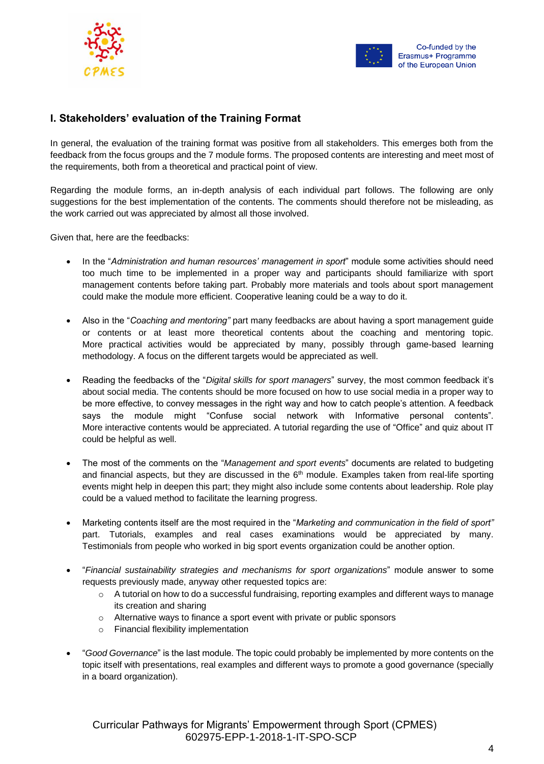## I. Stakeholders' evaluation of the Training Format

In general, the evaluation of the training format was positive from all stakeholders. This emerges both from the feedback from the focus groups and the 7 module forms. The proposed contents are interesting and meet most of the requirements, both from a theoretical and practical point of view.

Regarding the module forms, an in-depth analysis of each individual part follows. The following are only suggestions for the best implementation of the contents. The comments should therefore not be misleading, as the work carried out was appreciated by almost all those involved.

Given that, here are the feedbacks:

- In the "*Administration and human resources' management in sport*" module some activities should need too much time to be implemented in a proper way and participants should familiarize with sport management contents before taking part. Probably more materials and tools about sport management could make the module more efficient. Cooperative leaning could be a way to do it.

- Also in the "*Coaching and mentoring"* part many feedbacks are about having a sport management guide or contents or at least more theoretical contents about the coaching and mentoring topic. More practical activities would be appreciated by many, possibly through game-based learning methodology. A focus on the different targets would be appreciated as well.

- Reading the feedbacks of the "*Digital skills for sport managers*" survey, the most common feedback it's about social media. The contents should be more focused on how to use social media in a proper way to be more effective, to convey messages in the right way and how to catch people's attention. A feedback says the module might "Confuse social network with Informative personal contents". More interactive contents would be appreciated. A tutorial regarding the use of "Office" and quiz about IT could be helpful as well.

- The most of the comments on the "*Management and sport events*" documents are related to budgeting and financial aspects, but they are discussed in the 6th module. Examples taken from real-life sporting events might help in deepen this part; they might also include some contents about leadership. Role play could be a valued method to facilitate the learning progress.

- Marketing contents itself are the most required in the "*Marketing and communication in the field of sport"* part. Tutorials, examples and real cases examinations would be appreciated by many. Testimonials from people who worked in big sport events organization could be another option.

- "*Financial sustainability strategies and mechanisms for sport organizations*" module answer to some requests previously made, anyway other requested topics are:
  - A tutorial on how to do a successful fundraising, reporting examples and different ways to manage its creation and sharing
  - Alternative ways to finance a sport event with private or public sponsors
  - Financial flexibility implementation

- "*Good Governance*" is the last module. The topic could probably be implemented by more contents on the topic itself with presentations, real examples and different ways to promote a good governance (specially in a board organization).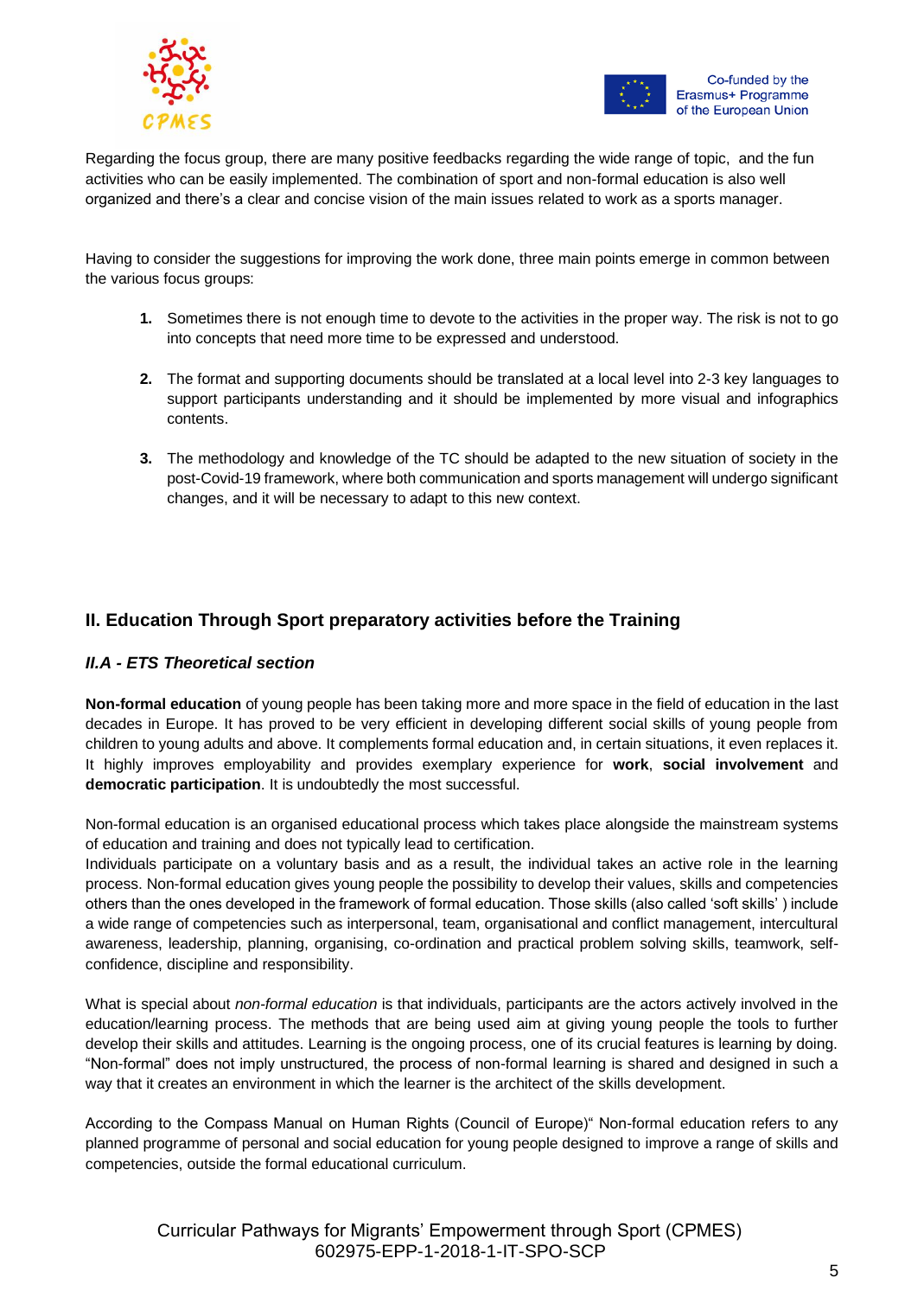Regarding the focus group, there are many positive feedbacks regarding the wide range of topic, and the fun activities who can be easily implemented. The combination of sport and non-formal education is also well organized and there's a clear and concise vision of the main issues related to work as a sports manager.

Having to consider the suggestions for improving the work done, three main points emerge in common between the various focus groups:

1. Sometimes there is not enough time to devote to the activities in the proper way. The risk is not to go into concepts that need more time to be expressed and understood.
2. The format and supporting documents should be translated at a local level into 2-3 key languages to support participants understanding and it should be implemented by more visual and infographics contents.
3. The methodology and knowledge of the TC should be adapted to the new situation of society in the post-Covid-19 framework, where both communication and sports management will undergo significant changes, and it will be necessary to adapt to this new context.

## II. Education Through Sport preparatory activities before the Training

### *II.A - ETS Theoretical section*

**Non-formal education** of young people has been taking more and more space in the field of education in the last decades in Europe. It has proved to be very efficient in developing different social skills of young people from children to young adults and above. It complements formal education and, in certain situations, it even replaces it. It highly improves employability and provides exemplary experience for **work**, **social involvement** and **democratic participation**. It is undoubtedly the most successful.

Non-formal education is an organised educational process which takes place alongside the mainstream systems of education and training and does not typically lead to certification.
Individuals participate on a voluntary basis and as a result, the individual takes an active role in the learning process. Non-formal education gives young people the possibility to develop their values, skills and competencies others than the ones developed in the framework of formal education. Those skills (also called 'soft skills' ) include a wide range of competencies such as interpersonal, team, organisational and conflict management, intercultural awareness, leadership, planning, organising, co-ordination and practical problem solving skills, teamwork, self-confidence, discipline and responsibility.

What is special about *non-formal education* is that individuals, participants are the actors actively involved in the education/learning process. The methods that are being used aim at giving young people the tools to further develop their skills and attitudes. Learning is the ongoing process, one of its crucial features is learning by doing. "Non-formal" does not imply unstructured, the process of non-formal learning is shared and designed in such a way that it creates an environment in which the learner is the architect of the skills development.

According to the Compass Manual on Human Rights (Council of Europe)" Non-formal education refers to any planned programme of personal and social education for young people designed to improve a range of skills and competencies, outside the formal educational curriculum.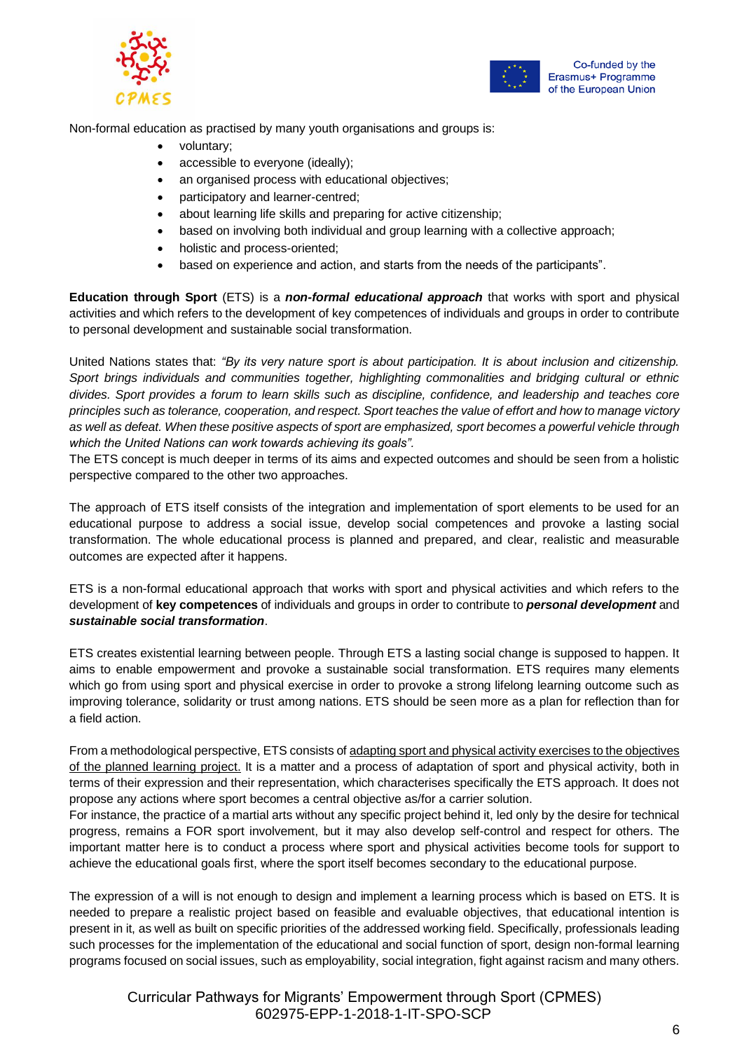Non-formal education as practised by many youth organisations and groups is:

- voluntary;
- accessible to everyone (ideally);
- an organised process with educational objectives;
- participatory and learner-centred;
- about learning life skills and preparing for active citizenship;
- based on involving both individual and group learning with a collective approach;
- holistic and process-oriented;
- based on experience and action, and starts from the needs of the participants".

**Education through Sport** (ETS) is a ***non-formal educational approach*** that works with sport and physical activities and which refers to the development of key competences of individuals and groups in order to contribute to personal development and sustainable social transformation.

United Nations states that: *"By its very nature sport is about participation. It is about inclusion and citizenship. Sport brings individuals and communities together, highlighting commonalities and bridging cultural or ethnic divides. Sport provides a forum to learn skills such as discipline, confidence, and leadership and teaches core principles such as tolerance, cooperation, and respect. Sport teaches the value of effort and how to manage victory as well as defeat. When these positive aspects of sport are emphasized, sport becomes a powerful vehicle through which the United Nations can work towards achieving its goals".*

The ETS concept is much deeper in terms of its aims and expected outcomes and should be seen from a holistic perspective compared to the other two approaches.

The approach of ETS itself consists of the integration and implementation of sport elements to be used for an educational purpose to address a social issue, develop social competences and provoke a lasting social transformation. The whole educational process is planned and prepared, and clear, realistic and measurable outcomes are expected after it happens.

ETS is a non-formal educational approach that works with sport and physical activities and which refers to the development of **key competences** of individuals and groups in order to contribute to ***personal development*** and ***sustainable social transformation***.

ETS creates existential learning between people. Through ETS a lasting social change is supposed to happen. It aims to enable empowerment and provoke a sustainable social transformation. ETS requires many elements which go from using sport and physical exercise in order to provoke a strong lifelong learning outcome such as improving tolerance, solidarity or trust among nations. ETS should be seen more as a plan for reflection than for a field action.

From a methodological perspective, ETS consists of adapting sport and physical activity exercises to the objectives of the planned learning project. It is a matter and a process of adaptation of sport and physical activity, both in terms of their expression and their representation, which characterises specifically the ETS approach. It does not propose any actions where sport becomes a central objective as/for a carrier solution.

For instance, the practice of a martial arts without any specific project behind it, led only by the desire for technical progress, remains a FOR sport involvement, but it may also develop self-control and respect for others. The important matter here is to conduct a process where sport and physical activities become tools for support to achieve the educational goals first, where the sport itself becomes secondary to the educational purpose.

The expression of a will is not enough to design and implement a learning process which is based on ETS. It is needed to prepare a realistic project based on feasible and evaluable objectives, that educational intention is present in it, as well as built on specific priorities of the addressed working field. Specifically, professionals leading such processes for the implementation of the educational and social function of sport, design non-formal learning programs focused on social issues, such as employability, social integration, fight against racism and many others.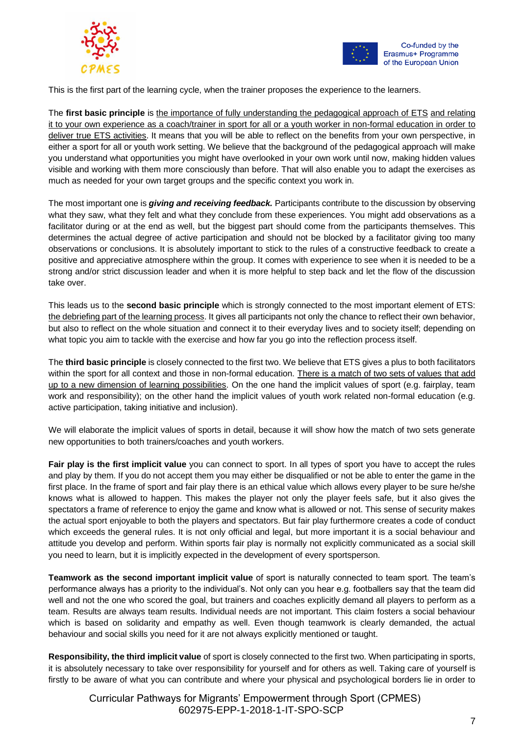This is the first part of the learning cycle, when the trainer proposes the experience to the learners.

The **first basic principle** is <u>the importance of fully understanding the pedagogical approach of ETS</u> <u>and relating it to your own experience as a coach/trainer in sport for all or a youth worker in non-formal education in order to deliver true ETS activities</u>. It means that you will be able to reflect on the benefits from your own perspective, in either a sport for all or youth work setting. We believe that the background of the pedagogical approach will make you understand what opportunities you might have overlooked in your own work until now, making hidden values visible and working with them more consciously than before. That will also enable you to adapt the exercises as much as needed for your own target groups and the specific context you work in.

The most important one is ***giving and receiving feedback.*** Participants contribute to the discussion by observing what they saw, what they felt and what they conclude from these experiences. You might add observations as a facilitator during or at the end as well, but the biggest part should come from the participants themselves. This determines the actual degree of active participation and should not be blocked by a facilitator giving too many observations or conclusions. It is absolutely important to stick to the rules of a constructive feedback to create a positive and appreciative atmosphere within the group. It comes with experience to see when it is needed to be a strong and/or strict discussion leader and when it is more helpful to step back and let the flow of the discussion take over.

This leads us to the **second basic principle** which is strongly connected to the most important element of ETS: <u>the debriefing part of the learning process</u>. It gives all participants not only the chance to reflect their own behavior, but also to reflect on the whole situation and connect it to their everyday lives and to society itself; depending on what topic you aim to tackle with the exercise and how far you go into the reflection process itself.

The **third basic principle** is closely connected to the first two. We believe that ETS gives a plus to both facilitators within the sport for all context and those in non-formal education. <u>There is a match of two sets of values that add up to a new dimension of learning possibilities</u>. On the one hand the implicit values of sport (e.g. fairplay, team work and responsibility); on the other hand the implicit values of youth work related non-formal education (e.g. active participation, taking initiative and inclusion).

We will elaborate the implicit values of sports in detail, because it will show how the match of two sets generate new opportunities to both trainers/coaches and youth workers.

**Fair play is the first implicit value** you can connect to sport. In all types of sport you have to accept the rules and play by them. If you do not accept them you may either be disqualified or not be able to enter the game in the first place. In the frame of sport and fair play there is an ethical value which allows every player to be sure he/she knows what is allowed to happen. This makes the player not only the player feels safe, but it also gives the spectators a frame of reference to enjoy the game and know what is allowed or not. This sense of security makes the actual sport enjoyable to both the players and spectators. But fair play furthermore creates a code of conduct which exceeds the general rules. It is not only official and legal, but more important it is a social behaviour and attitude you develop and perform. Within sports fair play is normally not explicitly communicated as a social skill you need to learn, but it is implicitly expected in the development of every sportsperson.

**Teamwork as the second important implicit value** of sport is naturally connected to team sport. The team's performance always has a priority to the individual's. Not only can you hear e.g. footballers say that the team did well and not the one who scored the goal, but trainers and coaches explicitly demand all players to perform as a team. Results are always team results. Individual needs are not important. This claim fosters a social behaviour which is based on solidarity and empathy as well. Even though teamwork is clearly demanded, the actual behaviour and social skills you need for it are not always explicitly mentioned or taught.

**Responsibility, the third implicit value** of sport is closely connected to the first two. When participating in sports, it is absolutely necessary to take over responsibility for yourself and for others as well. Taking care of yourself is firstly to be aware of what you can contribute and where your physical and psychological borders lie in order to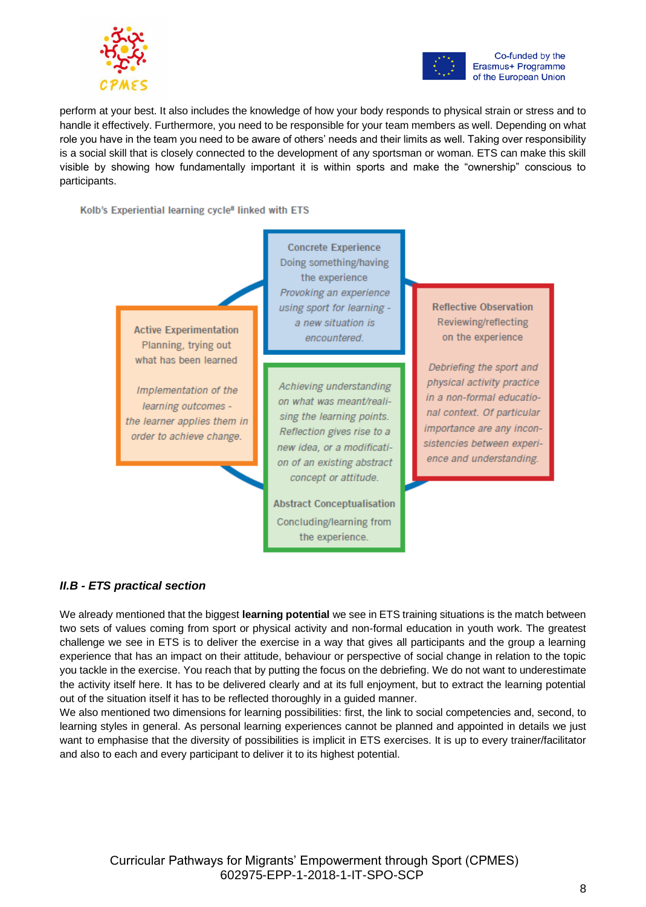perform at your best. It also includes the knowledge of how your body responds to physical strain or stress and to handle it effectively. Furthermore, you need to be responsible for your team members as well. Depending on what role you have in the team you need to be aware of others' needs and their limits as well. Taking over responsibility is a social skill that is closely connected to the development of any sportsman or woman. ETS can make this skill visible by showing how fundamentally important it is within sports and make the "ownership" conscious to participants.

Kolb's Experiential learning cycle[8] linked with ETS

**Concrete Experience**
Doing something/having the experience
*Provoking an experience using sport for learning - a new situation is encountered.*

**Reflective Observation**
Reviewing/reflecting on the experience
*Debriefing the sport and physical activity practice in a non-formal educational context. Of particular importance are any inconsistencies between experience and understanding.*

*Achieving understanding on what was meant/realising the learning points. Reflection gives rise to a new idea, or a modification of an existing abstract concept or attitude.*

**Abstract Conceptualisation**
Concluding/learning from the experience.

**Active Experimentation**
Planning, trying out what has been learned
*Implementation of the learning outcomes - the learner applies them in order to achieve change.*

### *II.B - ETS practical section*

We already mentioned that the biggest **learning potential** we see in ETS training situations is the match between two sets of values coming from sport or physical activity and non-formal education in youth work. The greatest challenge we see in ETS is to deliver the exercise in a way that gives all participants and the group a learning experience that has an impact on their attitude, behaviour or perspective of social change in relation to the topic you tackle in the exercise. You reach that by putting the focus on the debriefing. We do not want to underestimate the activity itself here. It has to be delivered clearly and at its full enjoyment, but to extract the learning potential out of the situation itself it has to be reflected thoroughly in a guided manner.

We also mentioned two dimensions for learning possibilities: first, the link to social competencies and, second, to learning styles in general. As personal learning experiences cannot be planned and appointed in details we just want to emphasise that the diversity of possibilities is implicit in ETS exercises. It is up to every trainer/facilitator and also to each and every participant to deliver it to its highest potential.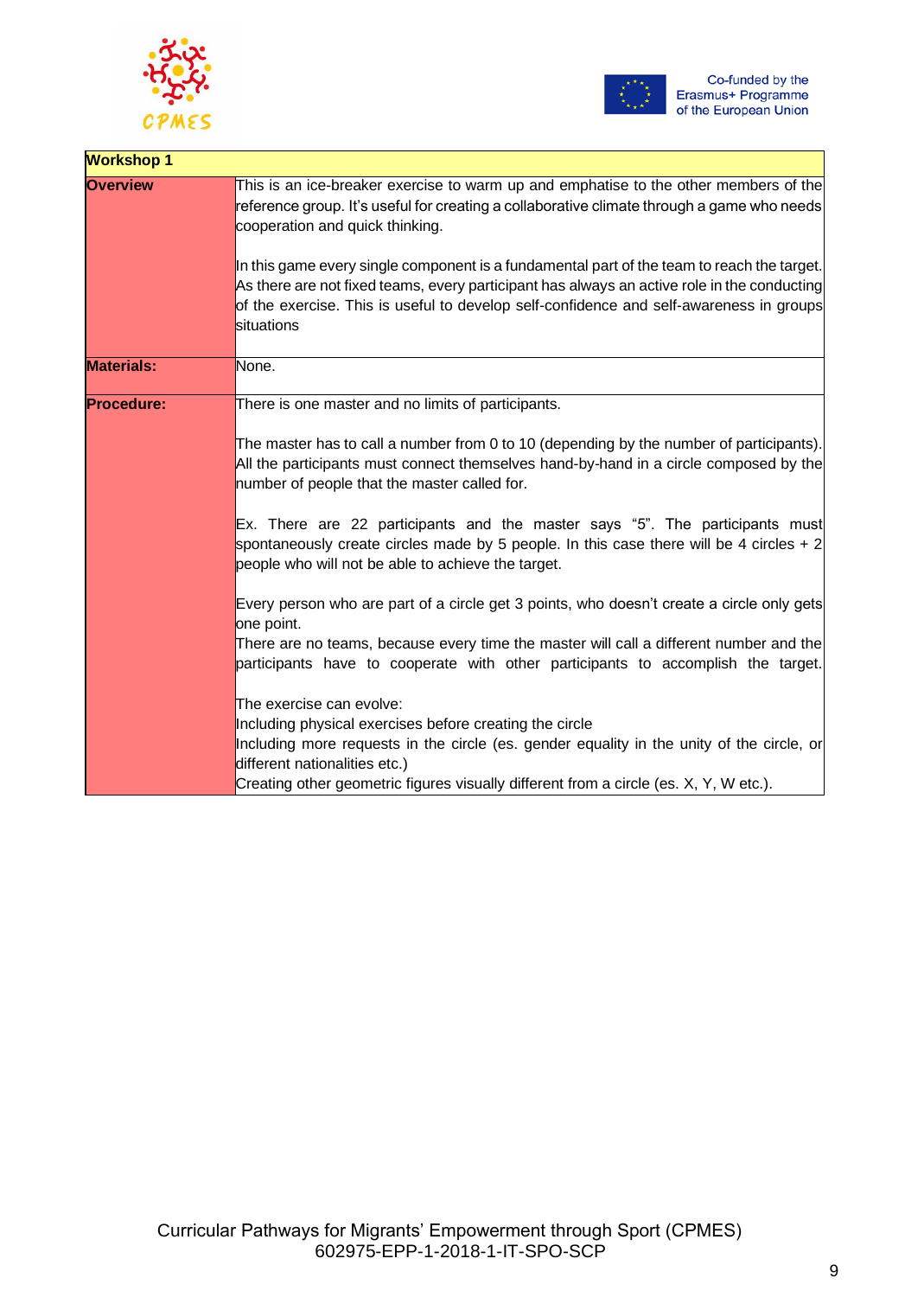| Workshop 1 | |
|---|---|
| **Overview** | This is an ice-breaker exercise to warm up and emphatise to the other members of the reference group. It's useful for creating a collaborative climate through a game who needs cooperation and quick thinking.<br><br>In this game every single component is a fundamental part of the team to reach the target. As there are not fixed teams, every participant has always an active role in the conducting of the exercise. This is useful to develop self-confidence and self-awareness in groups situations |
| **Materials:** | None. |
| **Procedure:** | There is one master and no limits of participants.<br><br>The master has to call a number from 0 to 10 (depending by the number of participants). All the participants must connect themselves hand-by-hand in a circle composed by the number of people that the master called for.<br><br>Ex. There are 22 participants and the master says "5". The participants must spontaneously create circles made by 5 people. In this case there will be 4 circles + 2 people who will not be able to achieve the target.<br><br>Every person who are part of a circle get 3 points, who doesn't create a circle only gets one point.<br>There are no teams, because every time the master will call a different number and the participants have to cooperate with other participants to accomplish the target.<br><br>The exercise can evolve:<br>Including physical exercises before creating the circle<br>Including more requests in the circle (es. gender equality in the unity of the circle, or different nationalities etc.)<br>Creating other geometric figures visually different from a circle (es. X, Y, W etc.). |

Curricular Pathways for Migrants' Empowerment through Sport (CPMES)
602975-EPP-1-2018-1-IT-SPO-SCP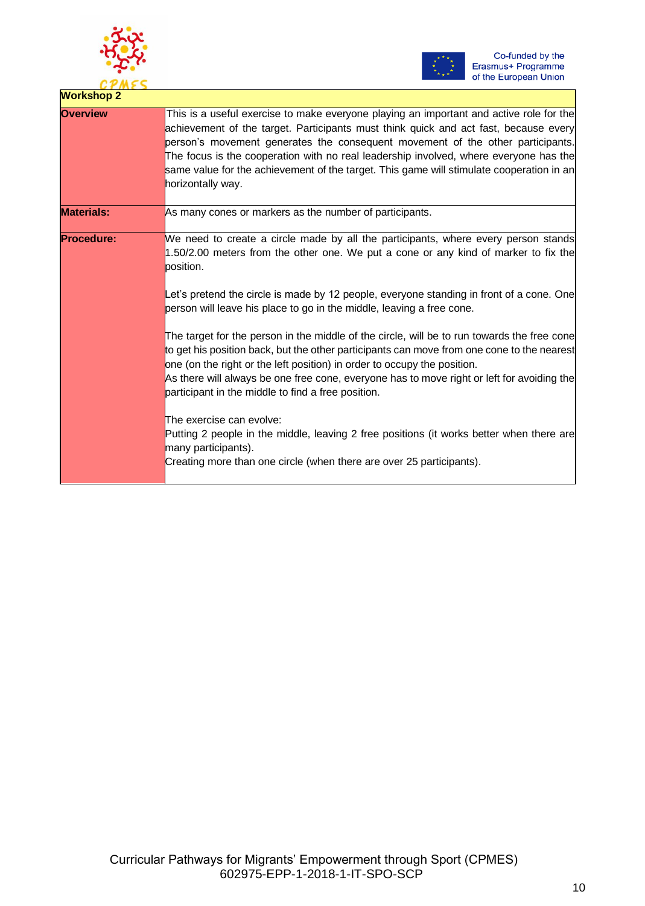| Workshop 2 | |
|---|---|
| **Overview** | This is a useful exercise to make everyone playing an important and active role for the achievement of the target. Participants must think quick and act fast, because every person's movement generates the consequent movement of the other participants. The focus is the cooperation with no real leadership involved, where everyone has the same value for the achievement of the target. This game will stimulate cooperation in an horizontally way. |
| **Materials:** | As many cones or markers as the number of participants. |
| **Procedure:** | We need to create a circle made by all the participants, where every person stands 1.50/2.00 meters from the other one. We put a cone or any kind of marker to fix the position.<br><br>Let's pretend the circle is made by 12 people, everyone standing in front of a cone. One person will leave his place to go in the middle, leaving a free cone.<br><br>The target for the person in the middle of the circle, will be to run towards the free cone to get his position back, but the other participants can move from one cone to the nearest one (on the right or the left position) in order to occupy the position.<br>As there will always be one free cone, everyone has to move right or left for avoiding the participant in the middle to find a free position.<br><br>The exercise can evolve:<br>Putting 2 people in the middle, leaving 2 free positions (it works better when there are many participants).<br>Creating more than one circle (when there are over 25 participants). |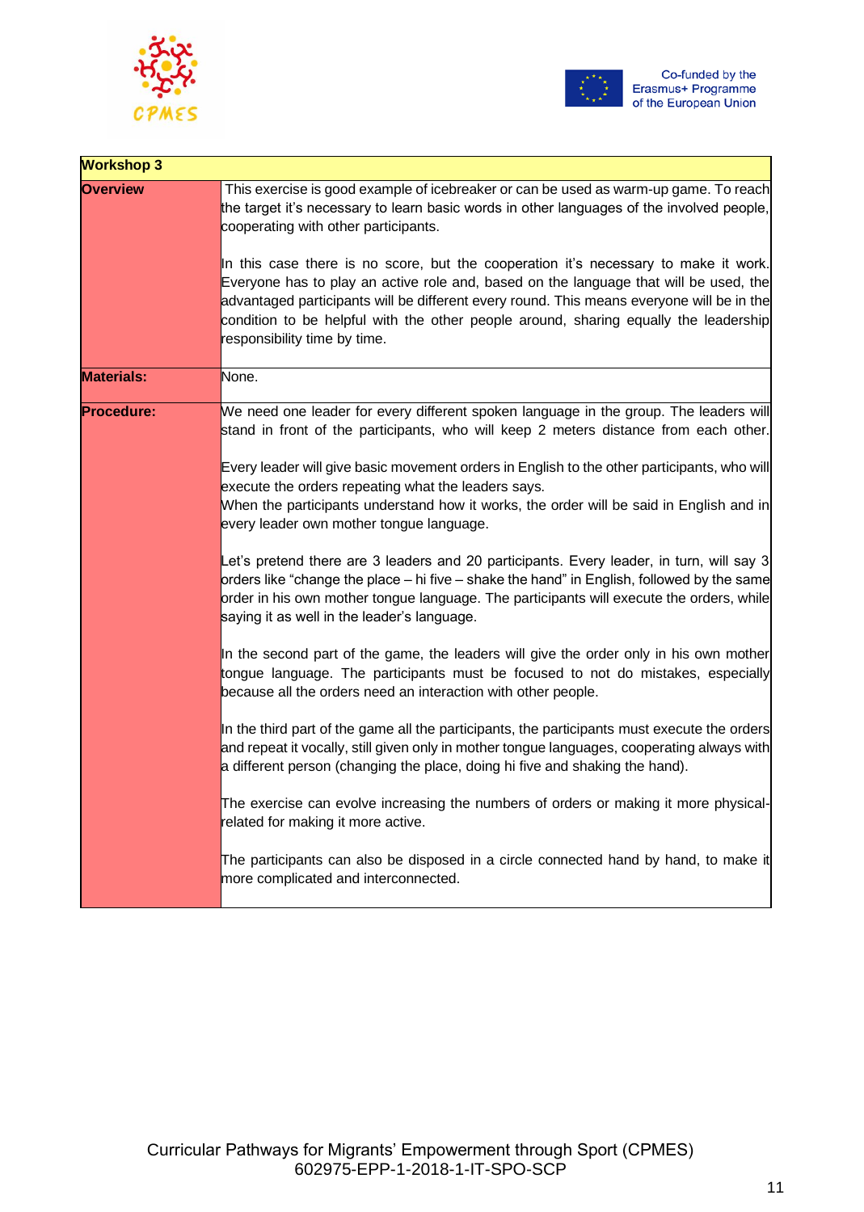| Workshop 3 | |
|---|---|
| **Overview** | This exercise is good example of icebreaker or can be used as warm-up game. To reach the target it's necessary to learn basic words in other languages of the involved people, cooperating with other participants.<br><br>In this case there is no score, but the cooperation it's necessary to make it work. Everyone has to play an active role and, based on the language that will be used, the advantaged participants will be different every round. This means everyone will be in the condition to be helpful with the other people around, sharing equally the leadership responsibility time by time. |
| **Materials:** | None. |
| **Procedure:** | We need one leader for every different spoken language in the group. The leaders will stand in front of the participants, who will keep 2 meters distance from each other.<br><br>Every leader will give basic movement orders in English to the other participants, who will execute the orders repeating what the leaders says.<br>When the participants understand how it works, the order will be said in English and in every leader own mother tongue language.<br><br>Let's pretend there are 3 leaders and 20 participants. Every leader, in turn, will say 3 orders like "change the place – hi five – shake the hand" in English, followed by the same order in his own mother tongue language. The participants will execute the orders, while saying it as well in the leader's language.<br><br>In the second part of the game, the leaders will give the order only in his own mother tongue language. The participants must be focused to not do mistakes, especially because all the orders need an interaction with other people.<br><br>In the third part of the game all the participants, the participants must execute the orders and repeat it vocally, still given only in mother tongue languages, cooperating always with a different person (changing the place, doing hi five and shaking the hand).<br><br>The exercise can evolve increasing the numbers of orders or making it more physical-related for making it more active.<br><br>The participants can also be disposed in a circle connected hand by hand, to make it more complicated and interconnected. |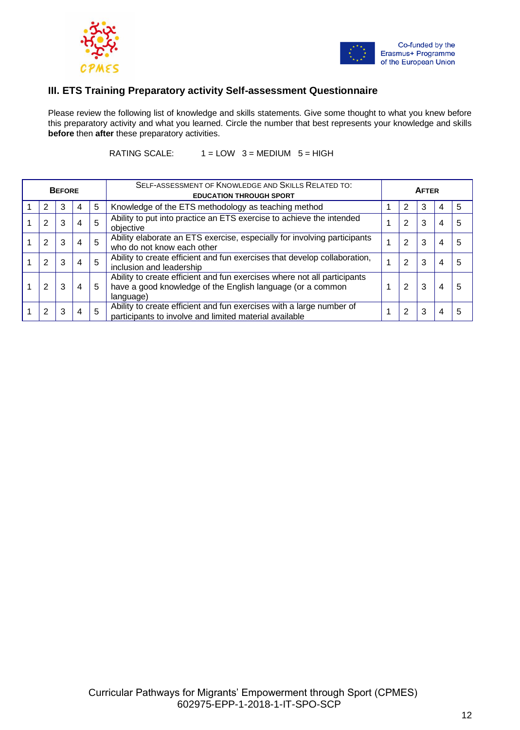### III. ETS Training Preparatory activity Self-assessment Questionnaire

Please review the following list of knowledge and skills statements. Give some thought to what you knew before this preparatory activity and what you learned. Circle the number that best represents your knowledge and skills **before** then **after** these preparatory activities.

RATING SCALE: 1 = LOW 3 = MEDIUM 5 = HIGH

| BEFORE | | | | | SELF-ASSESSMENT OF KNOWLEDGE AND SKILLS RELATED TO: **EDUCATION THROUGH SPORT** | AFTER | | | | |
|---|---|---|---|---|---|---|---|---|---|---|
| 1 | 2 | 3 | 4 | 5 | Knowledge of the ETS methodology as teaching method | 1 | 2 | 3 | 4 | 5 |
| 1 | 2 | 3 | 4 | 5 | Ability to put into practice an ETS exercise to achieve the intended objective | 1 | 2 | 3 | 4 | 5 |
| 1 | 2 | 3 | 4 | 5 | Ability elaborate an ETS exercise, especially for involving participants who do not know each other | 1 | 2 | 3 | 4 | 5 |
| 1 | 2 | 3 | 4 | 5 | Ability to create efficient and fun exercises that develop collaboration, inclusion and leadership | 1 | 2 | 3 | 4 | 5 |
| 1 | 2 | 3 | 4 | 5 | Ability to create efficient and fun exercises where not all participants have a good knowledge of the English language (or a common language) | 1 | 2 | 3 | 4 | 5 |
| 1 | 2 | 3 | 4 | 5 | Ability to create efficient and fun exercises with a large number of participants to involve and limited material available | 1 | 2 | 3 | 4 | 5 |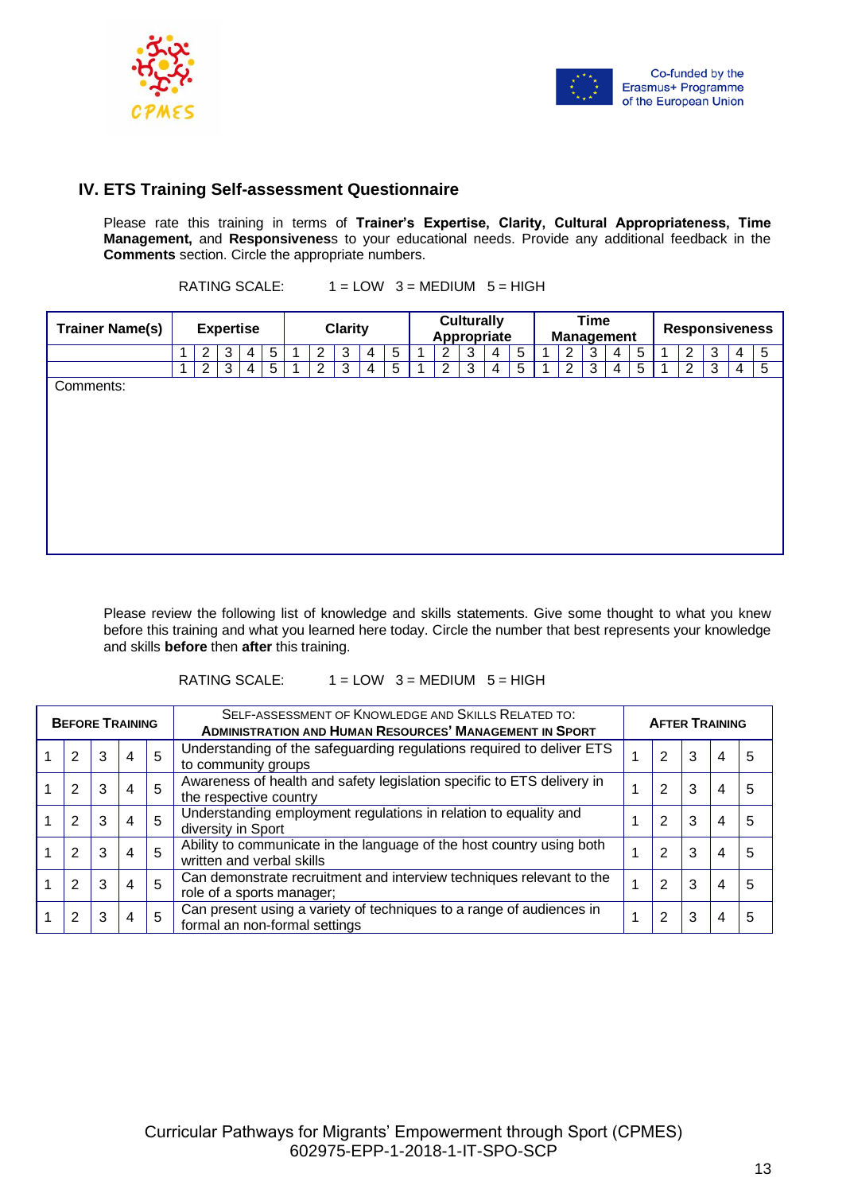## IV. ETS Training Self-assessment Questionnaire

Please rate this training in terms of **Trainer's Expertise, Clarity, Cultural Appropriateness, Time Management,** and **Responsiveness** to your educational needs. Provide any additional feedback in the **Comments** section. Circle the appropriate numbers.

RATING SCALE: 1 = LOW 3 = MEDIUM 5 = HIGH

| Trainer Name(s) | Expertise | | | | | Clarity | | | | | Culturally Appropriate | | | | | Time Management | | | | | Responsiveness | | | | |
|---|---|---|---|---|---|---|---|---|---|---|---|---|---|---|---|---|---|---|---|---|---|---|---|---|---|
| | 1 | 2 | 3 | 4 | 5 | 1 | 2 | 3 | 4 | 5 | 1 | 2 | 3 | 4 | 5 | 1 | 2 | 3 | 4 | 5 | 1 | 2 | 3 | 4 | 5 |
| | 1 | 2 | 3 | 4 | 5 | 1 | 2 | 3 | 4 | 5 | 1 | 2 | 3 | 4 | 5 | 1 | 2 | 3 | 4 | 5 | 1 | 2 | 3 | 4 | 5 |
| Comments: | | | | | | | | | | | | | | | | | | | | | | | | | |

Please review the following list of knowledge and skills statements. Give some thought to what you knew before this training and what you learned here today. Circle the number that best represents your knowledge and skills **before** then **after** this training.

RATING SCALE: 1 = LOW 3 = MEDIUM 5 = HIGH

| **Before Training** | | | | | Self-assessment of Knowledge and Skills Related to: **Administration and Human Resources' Management in Sport** | **After Training** | | | | |
|---|---|---|---|---|---|---|---|---|---|---|
| 1 | 2 | 3 | 4 | 5 | Understanding of the safeguarding regulations required to deliver ETS to community groups | 1 | 2 | 3 | 4 | 5 |
| 1 | 2 | 3 | 4 | 5 | Awareness of health and safety legislation specific to ETS delivery in the respective country | 1 | 2 | 3 | 4 | 5 |
| 1 | 2 | 3 | 4 | 5 | Understanding employment regulations in relation to equality and diversity in Sport | 1 | 2 | 3 | 4 | 5 |
| 1 | 2 | 3 | 4 | 5 | Ability to communicate in the language of the host country using both written and verbal skills | 1 | 2 | 3 | 4 | 5 |
| 1 | 2 | 3 | 4 | 5 | Can demonstrate recruitment and interview techniques relevant to the role of a sports manager; | 1 | 2 | 3 | 4 | 5 |
| 1 | 2 | 3 | 4 | 5 | Can present using a variety of techniques to a range of audiences in formal an non-formal settings | 1 | 2 | 3 | 4 | 5 |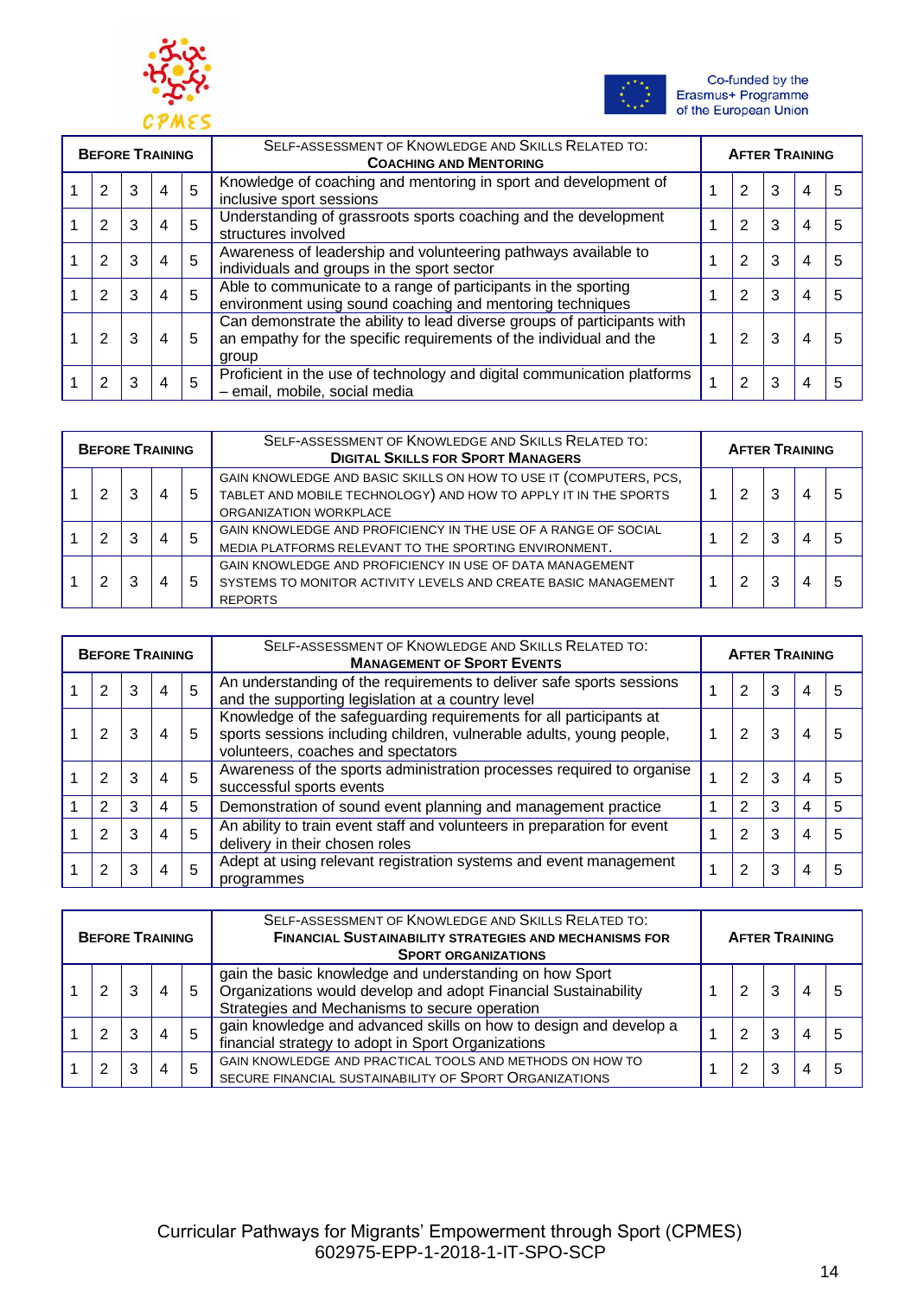| Before Training | | | | | Self-assessment of Knowledge and Skills Related to: **Coaching and Mentoring** | After Training | | | | |
|---|---|---|---|---|---|---|---|---|---|---|
| 1 | 2 | 3 | 4 | 5 | Knowledge of coaching and mentoring in sport and development of inclusive sport sessions | 1 | 2 | 3 | 4 | 5 |
| 1 | 2 | 3 | 4 | 5 | Understanding of grassroots sports coaching and the development structures involved | 1 | 2 | 3 | 4 | 5 |
| 1 | 2 | 3 | 4 | 5 | Awareness of leadership and volunteering pathways available to individuals and groups in the sport sector | 1 | 2 | 3 | 4 | 5 |
| 1 | 2 | 3 | 4 | 5 | Able to communicate to a range of participants in the sporting environment using sound coaching and mentoring techniques | 1 | 2 | 3 | 4 | 5 |
| 1 | 2 | 3 | 4 | 5 | Can demonstrate the ability to lead diverse groups of participants with an empathy for the specific requirements of the individual and the group | 1 | 2 | 3 | 4 | 5 |
| 1 | 2 | 3 | 4 | 5 | Proficient in the use of technology and digital communication platforms – email, mobile, social media | 1 | 2 | 3 | 4 | 5 |

| Before Training | | | | | Self-assessment of Knowledge and Skills Related to: **Digital Skills for Sport Managers** | After Training | | | | |
|---|---|---|---|---|---|---|---|---|---|---|
| 1 | 2 | 3 | 4 | 5 | Gain knowledge and basic skills on how to use IT (computers, PCs, tablet and mobile technology) and how to apply it in the sports organization workplace | 1 | 2 | 3 | 4 | 5 |
| 1 | 2 | 3 | 4 | 5 | Gain knowledge and proficiency in the use of a range of social media platforms relevant to the sporting environment. | 1 | 2 | 3 | 4 | 5 |
| 1 | 2 | 3 | 4 | 5 | Gain knowledge and proficiency in use of data management systems to monitor activity levels and create basic management reports | 1 | 2 | 3 | 4 | 5 |

| Before Training | | | | | Self-assessment of Knowledge and Skills Related to: **Management of Sport Events** | After Training | | | | |
|---|---|---|---|---|---|---|---|---|---|---|
| 1 | 2 | 3 | 4 | 5 | An understanding of the requirements to deliver safe sports sessions and the supporting legislation at a country level | 1 | 2 | 3 | 4 | 5 |
| 1 | 2 | 3 | 4 | 5 | Knowledge of the safeguarding requirements for all participants at sports sessions including children, vulnerable adults, young people, volunteers, coaches and spectators | 1 | 2 | 3 | 4 | 5 |
| 1 | 2 | 3 | 4 | 5 | Awareness of the sports administration processes required to organise successful sports events | 1 | 2 | 3 | 4 | 5 |
| 1 | 2 | 3 | 4 | 5 | Demonstration of sound event planning and management practice | 1 | 2 | 3 | 4 | 5 |
| 1 | 2 | 3 | 4 | 5 | An ability to train event staff and volunteers in preparation for event delivery in their chosen roles | 1 | 2 | 3 | 4 | 5 |
| 1 | 2 | 3 | 4 | 5 | Adept at using relevant registration systems and event management programmes | 1 | 2 | 3 | 4 | 5 |

| Before Training | | | | | Self-assessment of Knowledge and Skills Related to: **Financial Sustainability Strategies and Mechanisms for Sport Organizations** | After Training | | | | |
|---|---|---|---|---|---|---|---|---|---|---|
| 1 | 2 | 3 | 4 | 5 | gain the basic knowledge and understanding on how Sport Organizations would develop and adopt Financial Sustainability Strategies and Mechanisms to secure operation | 1 | 2 | 3 | 4 | 5 |
| 1 | 2 | 3 | 4 | 5 | gain knowledge and advanced skills on how to design and develop a financial strategy to adopt in Sport Organizations | 1 | 2 | 3 | 4 | 5 |
| 1 | 2 | 3 | 4 | 5 | Gain knowledge and practical tools and methods on how to secure financial sustainability of Sport Organizations | 1 | 2 | 3 | 4 | 5 |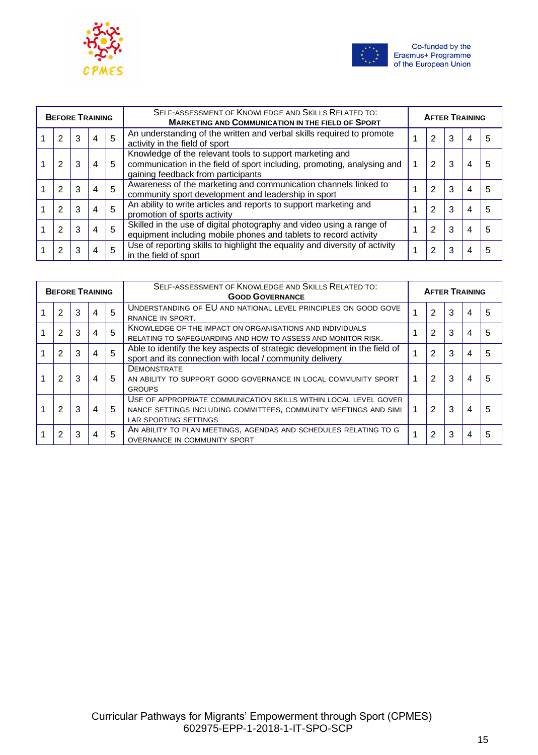| Before Training | | | | | Self-assessment of Knowledge and Skills Related to: **Marketing and Communication in the Field of Sport** | After Training | | | | |
|---|---|---|---|---|---|---|---|---|---|---|
| 1 | 2 | 3 | 4 | 5 | An understanding of the written and verbal skills required to promote activity in the field of sport | 1 | 2 | 3 | 4 | 5 |
| 1 | 2 | 3 | 4 | 5 | Knowledge of the relevant tools to support marketing and communication in the field of sport including, promoting, analysing and gaining feedback from participants | 1 | 2 | 3 | 4 | 5 |
| 1 | 2 | 3 | 4 | 5 | Awareness of the marketing and communication channels linked to community sport development and leadership in sport | 1 | 2 | 3 | 4 | 5 |
| 1 | 2 | 3 | 4 | 5 | An ability to write articles and reports to support marketing and promotion of sports activity | 1 | 2 | 3 | 4 | 5 |
| 1 | 2 | 3 | 4 | 5 | Skilled in the use of digital photography and video using a range of equipment including mobile phones and tablets to record activity | 1 | 2 | 3 | 4 | 5 |
| 1 | 2 | 3 | 4 | 5 | Use of reporting skills to highlight the equality and diversity of activity in the field of sport | 1 | 2 | 3 | 4 | 5 |

| Before Training | | | | | Self-assessment of Knowledge and Skills Related to: **Good Governance** | After Training | | | | |
|---|---|---|---|---|---|---|---|---|---|---|
| 1 | 2 | 3 | 4 | 5 | Understanding of EU and national level principles on good gove rnance in sport. | 1 | 2 | 3 | 4 | 5 |
| 1 | 2 | 3 | 4 | 5 | Knowledge of the impact on organisations and individuals relating to safeguarding and how to assess and monitor risk. | 1 | 2 | 3 | 4 | 5 |
| 1 | 2 | 3 | 4 | 5 | Able to identify the key aspects of strategic development in the field of sport and its connection with local / community delivery | 1 | 2 | 3 | 4 | 5 |
| 1 | 2 | 3 | 4 | 5 | Demonstrate an ability to support good governance in local community sport groups | 1 | 2 | 3 | 4 | 5 |
| 1 | 2 | 3 | 4 | 5 | Use of appropriate communication skills within local level gover nance settings including committees, community meetings and simi lar sporting settings | 1 | 2 | 3 | 4 | 5 |
| 1 | 2 | 3 | 4 | 5 | An ability to plan meetings, agendas and schedules relating to g overnance in community sport | 1 | 2 | 3 | 4 | 5 |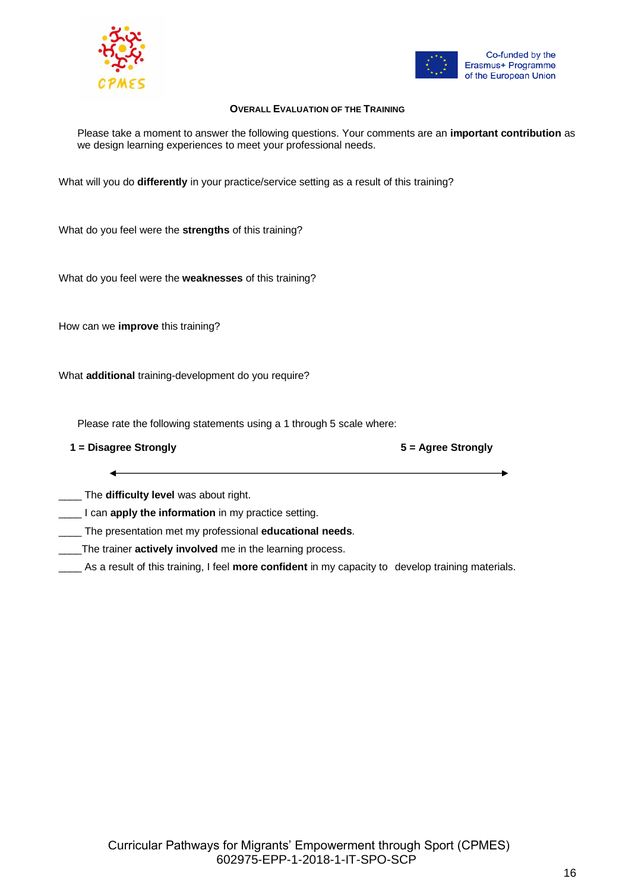## OVERALL EVALUATION OF THE TRAINING

Please take a moment to answer the following questions. Your comments are an **important contribution** as we design learning experiences to meet your professional needs.

What will you do **differently** in your practice/service setting as a result of this training?

What do you feel were the **strengths** of this training?

What do you feel were the **weaknesses** of this training?

How can we **improve** this training?

What **additional** training-development do you require?

Please rate the following statements using a 1 through 5 scale where:

**1 = Disagree Strongly** ⟵⟶ **5 = Agree Strongly**

____ The **difficulty level** was about right.
____ I can **apply the information** in my practice setting.
____ The presentation met my professional **educational needs**.
____The trainer **actively involved** me in the learning process.
____ As a result of this training, I feel **more confident** in my capacity to develop training materials.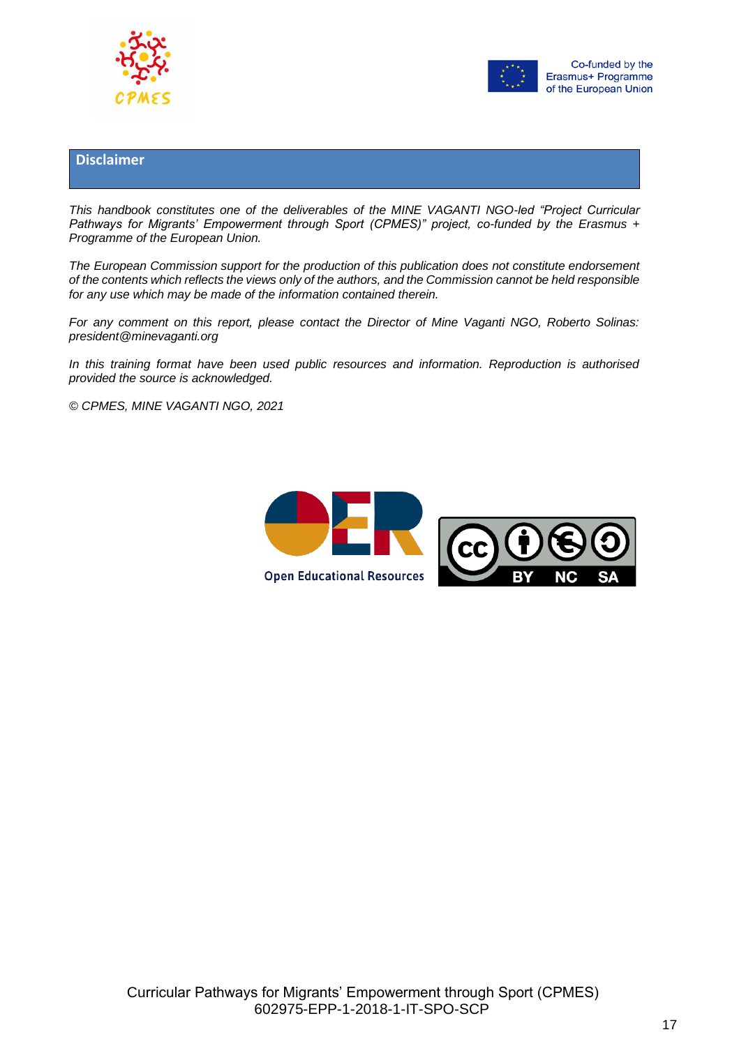## Disclaimer

*This handbook constitutes one of the deliverables of the MINE VAGANTI NGO-led "Project Curricular Pathways for Migrants' Empowerment through Sport (CPMES)" project, co-funded by the Erasmus + Programme of the European Union.*

*The European Commission support for the production of this publication does not constitute endorsement of the contents which reflects the views only of the authors, and the Commission cannot be held responsible for any use which may be made of the information contained therein.*

*For any comment on this report, please contact the Director of Mine Vaganti NGO, Roberto Solinas: president@minevaganti.org*

*In this training format have been used public resources and information. Reproduction is authorised provided the source is acknowledged.*

*© CPMES, MINE VAGANTI NGO, 2021*

Open Educational Resources

BY NC SA